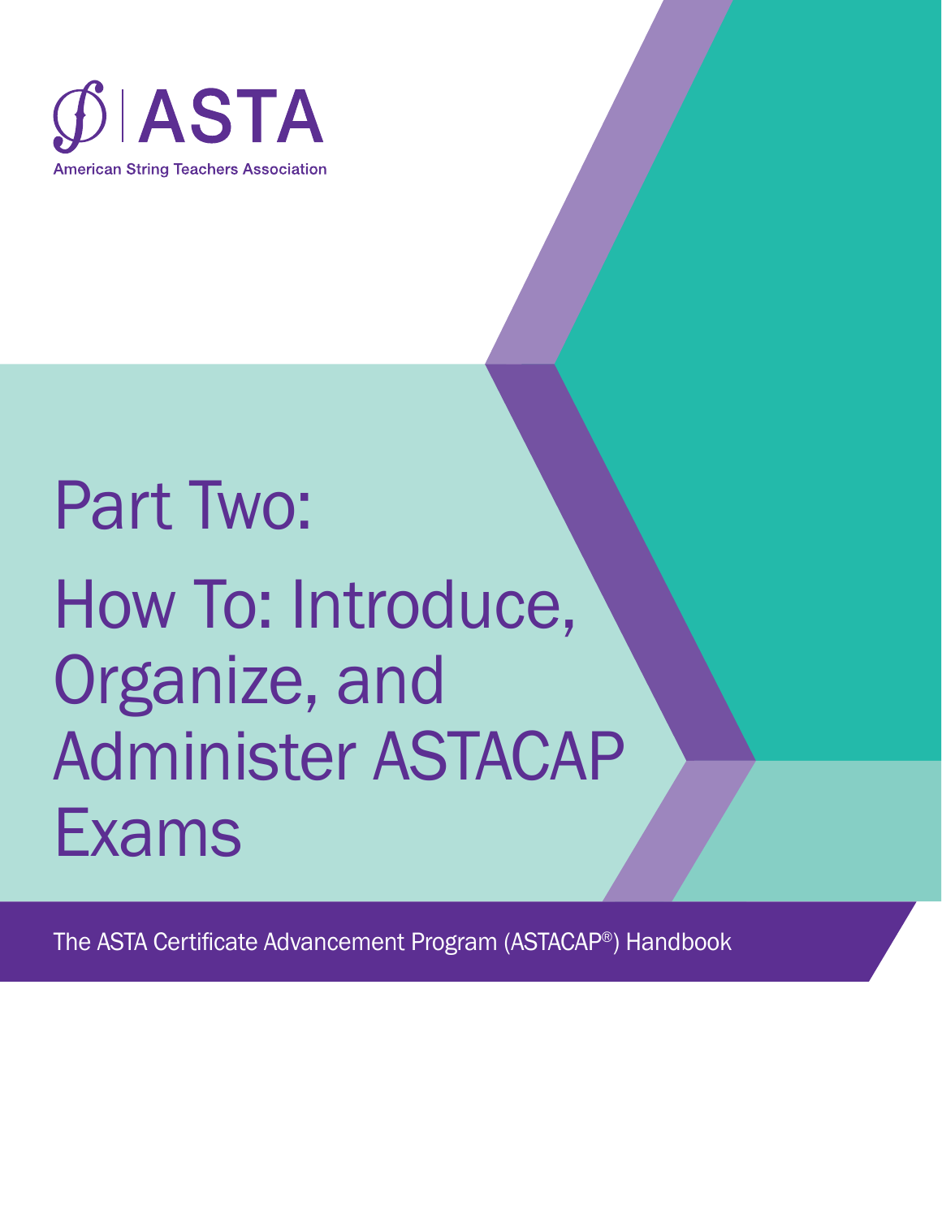ASTA

American String Teachers Association

# Part Two:

# How To: Introduce, Organize, and Administer ASTACAP Exams

The ASTA Certificate Advancement Program (ASTACAP®) Handbook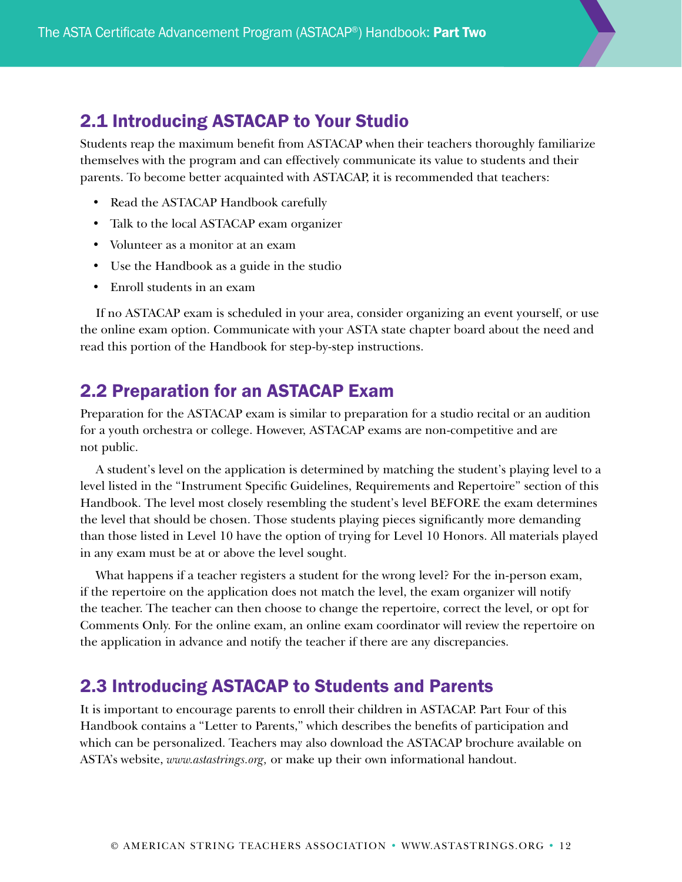## 2.1 Introducing ASTACAP to Your Studio

Students reap the maximum benefit from ASTACAP when their teachers thoroughly familiarize themselves with the program and can effectively communicate its value to students and their parents. To become better acquainted with ASTACAP, it is recommended that teachers:

- Read the ASTACAP Handbook carefully
- Talk to the local ASTACAP exam organizer
- Volunteer as a monitor at an exam
- Use the Handbook as a guide in the studio
- Enroll students in an exam

If no ASTACAP exam is scheduled in your area, consider organizing an event yourself, or use the online exam option. Communicate with your ASTA state chapter board about the need and read this portion of the Handbook for step-by-step instructions.

## 2.2 Preparation for an ASTACAP Exam

Preparation for the ASTACAP exam is similar to preparation for a studio recital or an audition for a youth orchestra or college. However, ASTACAP exams are non-competitive and are not public.

A student's level on the application is determined by matching the student's playing level to a level listed in the "Instrument Specific Guidelines, Requirements and Repertoire" section of this Handbook. The level most closely resembling the student's level BEFORE the exam determines the level that should be chosen. Those students playing pieces significantly more demanding than those listed in Level 10 have the option of trying for Level 10 Honors. All materials played in any exam must be at or above the level sought.

What happens if a teacher registers a student for the wrong level? For the in-person exam, if the repertoire on the application does not match the level, the exam organizer will notify the teacher. The teacher can then choose to change the repertoire, correct the level, or opt for Comments Only. For the online exam, an online exam coordinator will review the repertoire on the application in advance and notify the teacher if there are any discrepancies.

## 2.3 Introducing ASTACAP to Students and Parents

It is important to encourage parents to enroll their children in ASTACAP. Part Four of this Handbook contains a "Letter to Parents," which describes the benefits of participation and which can be personalized. Teachers may also download the ASTACAP brochure available on ASTA's website, *www.astastrings.org,* or make up their own informational handout.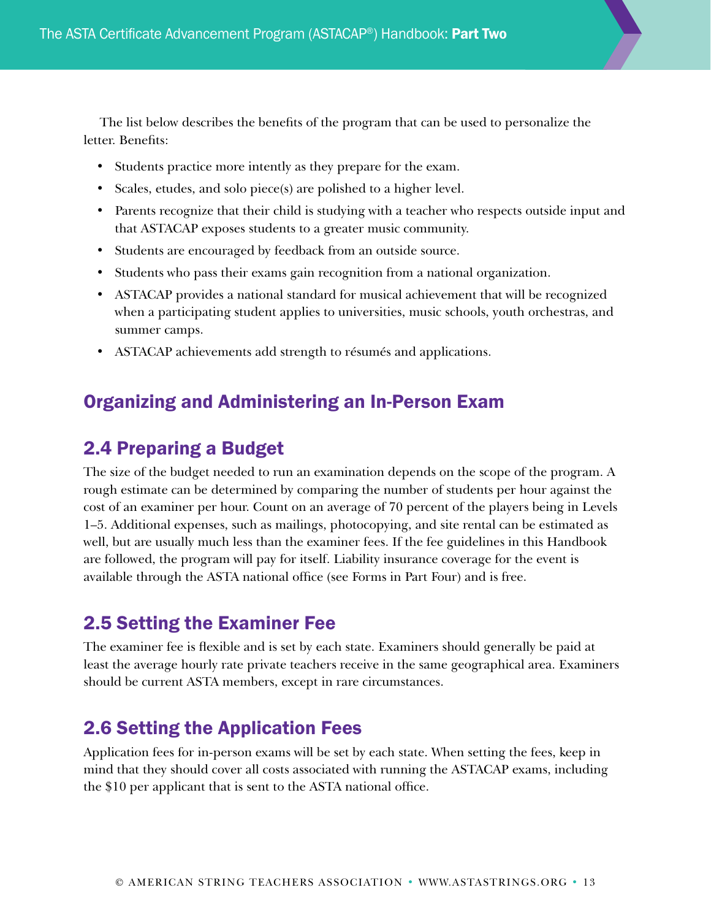The list below describes the benefits of the program that can be used to personalize the letter. Benefits:

- Students practice more intently as they prepare for the exam.
- Scales, etudes, and solo piece(s) are polished to a higher level.
- Parents recognize that their child is studying with a teacher who respects outside input and that ASTACAP exposes students to a greater music community.
- Students are encouraged by feedback from an outside source.
- Students who pass their exams gain recognition from a national organization.
- ASTACAP provides a national standard for musical achievement that will be recognized when a participating student applies to universities, music schools, youth orchestras, and summer camps.
- ASTACAP achievements add strength to résumés and applications.

## Organizing and Administering an In-Person Exam

## 2.4 Preparing a Budget

The size of the budget needed to run an examination depends on the scope of the program. A rough estimate can be determined by comparing the number of students per hour against the cost of an examiner per hour. Count on an average of 70 percent of the players being in Levels 1–5. Additional expenses, such as mailings, photocopying, and site rental can be estimated as well, but are usually much less than the examiner fees. If the fee guidelines in this Handbook are followed, the program will pay for itself. Liability insurance coverage for the event is available through the ASTA national office (see Forms in Part Four) and is free.

## 2.5 Setting the Examiner Fee

The examiner fee is flexible and is set by each state. Examiners should generally be paid at least the average hourly rate private teachers receive in the same geographical area. Examiners should be current ASTA members, except in rare circumstances.

## 2.6 Setting the Application Fees

Application fees for in-person exams will be set by each state. When setting the fees, keep in mind that they should cover all costs associated with running the ASTACAP exams, including the $10 per applicant that is sent to the ASTA national office.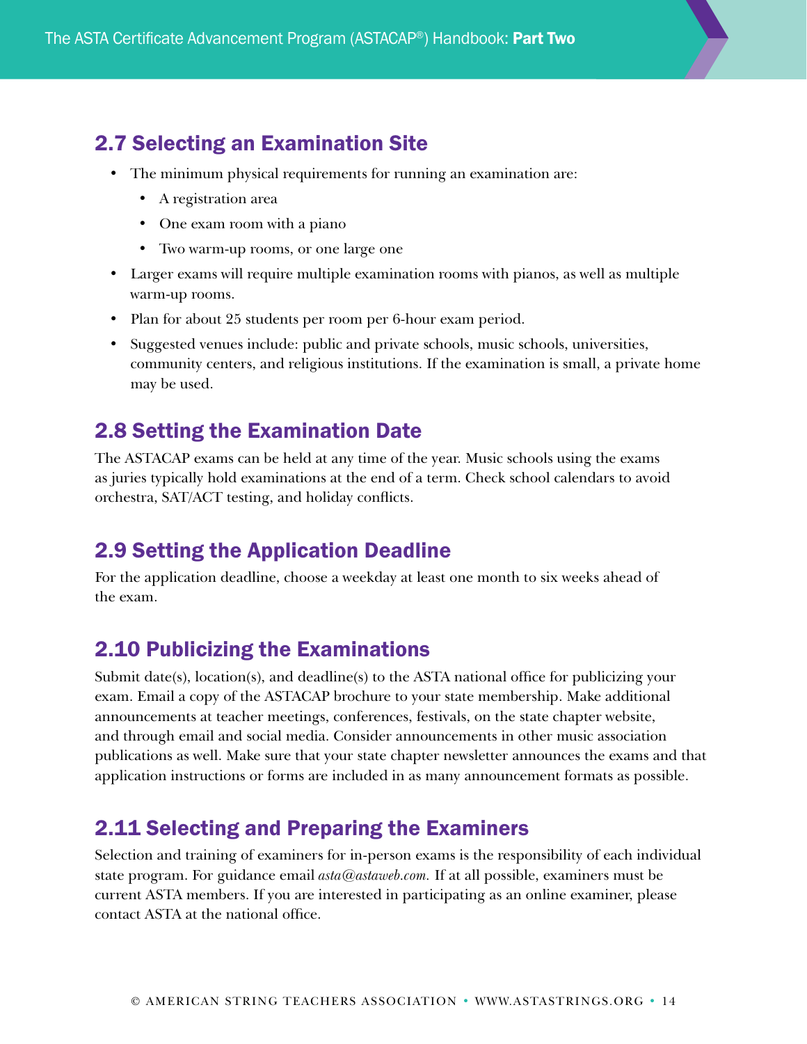## 2.7 Selecting an Examination Site

- The minimum physical requirements for running an examination are:
  - A registration area
  - One exam room with a piano
  - Two warm-up rooms, or one large one
- Larger exams will require multiple examination rooms with pianos, as well as multiple warm-up rooms.
- Plan for about 25 students per room per 6-hour exam period.
- Suggested venues include: public and private schools, music schools, universities, community centers, and religious institutions. If the examination is small, a private home may be used.

## 2.8 Setting the Examination Date

The ASTACAP exams can be held at any time of the year. Music schools using the exams as juries typically hold examinations at the end of a term. Check school calendars to avoid orchestra, SAT/ACT testing, and holiday conflicts.

## 2.9 Setting the Application Deadline

For the application deadline, choose a weekday at least one month to six weeks ahead of the exam.

## 2.10 Publicizing the Examinations

Submit date(s), location(s), and deadline(s) to the ASTA national office for publicizing your exam. Email a copy of the ASTACAP brochure to your state membership. Make additional announcements at teacher meetings, conferences, festivals, on the state chapter website, and through email and social media. Consider announcements in other music association publications as well. Make sure that your state chapter newsletter announces the exams and that application instructions or forms are included in as many announcement formats as possible.

## 2.11 Selecting and Preparing the Examiners

Selection and training of examiners for in-person exams is the responsibility of each individual state program. For guidance email *asta@astaweb.com.* If at all possible, examiners must be current ASTA members. If you are interested in participating as an online examiner, please contact ASTA at the national office.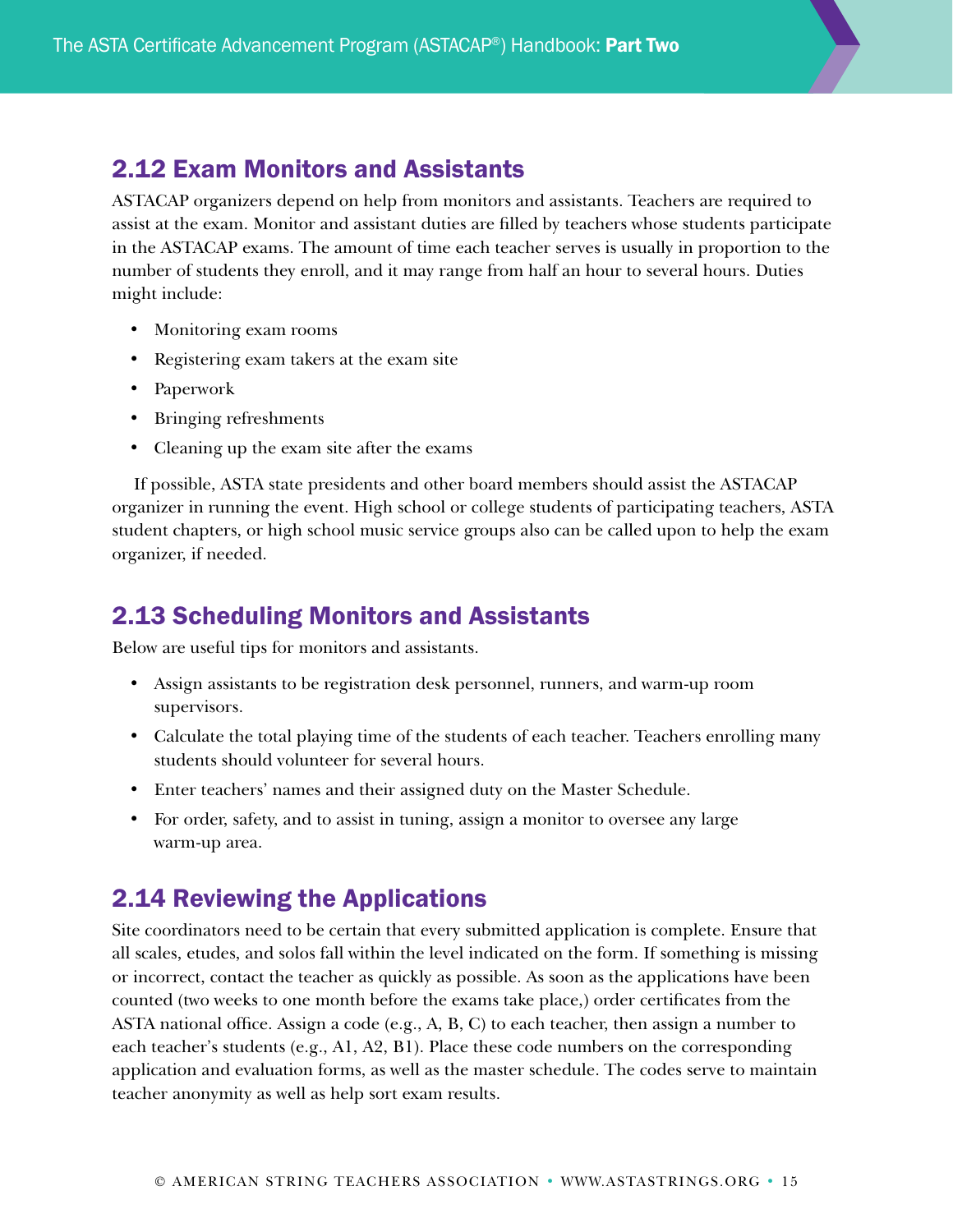## 2.12 Exam Monitors and Assistants

ASTACAP organizers depend on help from monitors and assistants. Teachers are required to assist at the exam. Monitor and assistant duties are filled by teachers whose students participate in the ASTACAP exams. The amount of time each teacher serves is usually in proportion to the number of students they enroll, and it may range from half an hour to several hours. Duties might include:

- Monitoring exam rooms
- Registering exam takers at the exam site
- Paperwork
- Bringing refreshments
- Cleaning up the exam site after the exams

If possible, ASTA state presidents and other board members should assist the ASTACAP organizer in running the event. High school or college students of participating teachers, ASTA student chapters, or high school music service groups also can be called upon to help the exam organizer, if needed.

## 2.13 Scheduling Monitors and Assistants

Below are useful tips for monitors and assistants.

- Assign assistants to be registration desk personnel, runners, and warm-up room supervisors.
- Calculate the total playing time of the students of each teacher. Teachers enrolling many students should volunteer for several hours.
- Enter teachers' names and their assigned duty on the Master Schedule.
- For order, safety, and to assist in tuning, assign a monitor to oversee any large warm-up area.

## 2.14 Reviewing the Applications

Site coordinators need to be certain that every submitted application is complete. Ensure that all scales, etudes, and solos fall within the level indicated on the form. If something is missing or incorrect, contact the teacher as quickly as possible. As soon as the applications have been counted (two weeks to one month before the exams take place,) order certificates from the ASTA national office. Assign a code (e.g., A, B, C) to each teacher, then assign a number to each teacher's students (e.g., A1, A2, B1). Place these code numbers on the corresponding application and evaluation forms, as well as the master schedule. The codes serve to maintain teacher anonymity as well as help sort exam results.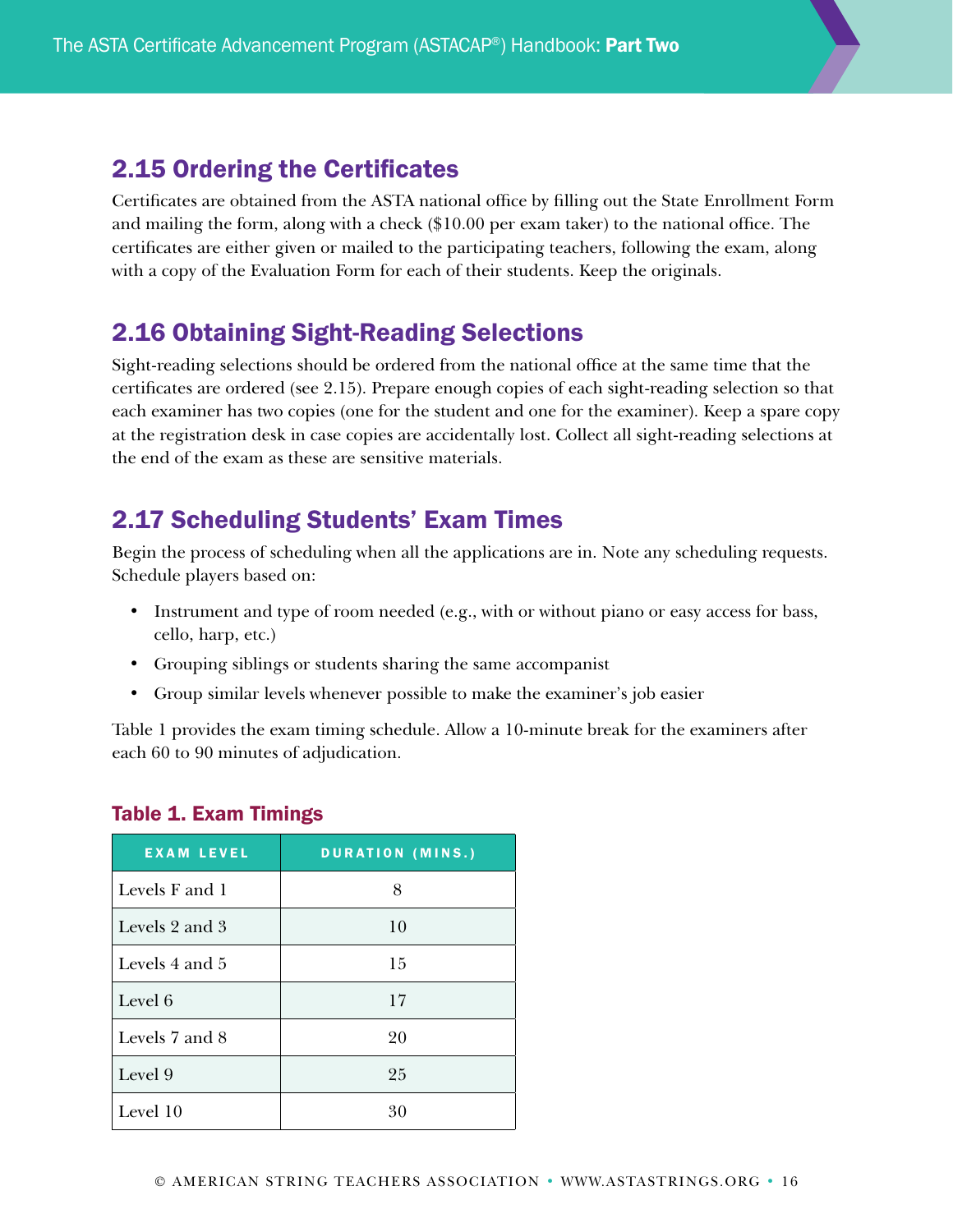## 2.15 Ordering the Certificates

Certificates are obtained from the ASTA national office by filling out the State Enrollment Form and mailing the form, along with a check ($10.00 per exam taker) to the national office. The certificates are either given or mailed to the participating teachers, following the exam, along with a copy of the Evaluation Form for each of their students. Keep the originals.

## 2.16 Obtaining Sight-Reading Selections

Sight-reading selections should be ordered from the national office at the same time that the certificates are ordered (see 2.15). Prepare enough copies of each sight-reading selection so that each examiner has two copies (one for the student and one for the examiner). Keep a spare copy at the registration desk in case copies are accidentally lost. Collect all sight-reading selections at the end of the exam as these are sensitive materials.

## 2.17 Scheduling Students' Exam Times

Begin the process of scheduling when all the applications are in. Note any scheduling requests. Schedule players based on:

- Instrument and type of room needed (e.g., with or without piano or easy access for bass, cello, harp, etc.)
- Grouping siblings or students sharing the same accompanist
- Group similar levels whenever possible to make the examiner's job easier

Table 1 provides the exam timing schedule. Allow a 10-minute break for the examiners after each 60 to 90 minutes of adjudication.

### Table 1. Exam Timings

| EXAM LEVEL | DURATION (MINS.) |
|---|---|
| Levels F and 1 | 8 |
| Levels 2 and 3 | 10 |
| Levels 4 and 5 | 15 |
| Level 6 | 17 |
| Levels 7 and 8 | 20 |
| Level 9 | 25 |
| Level 10 | 30 |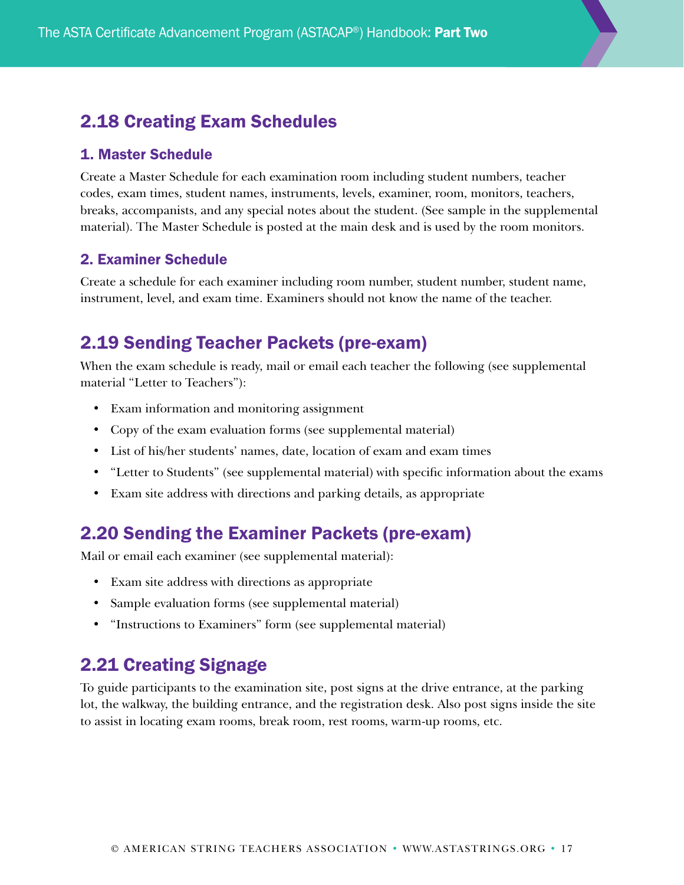## 2.18 Creating Exam Schedules

### 1. Master Schedule

Create a Master Schedule for each examination room including student numbers, teacher codes, exam times, student names, instruments, levels, examiner, room, monitors, teachers, breaks, accompanists, and any special notes about the student. (See sample in the supplemental material). The Master Schedule is posted at the main desk and is used by the room monitors.

### 2. Examiner Schedule

Create a schedule for each examiner including room number, student number, student name, instrument, level, and exam time. Examiners should not know the name of the teacher.

## 2.19 Sending Teacher Packets (pre-exam)

When the exam schedule is ready, mail or email each teacher the following (see supplemental material "Letter to Teachers"):

- Exam information and monitoring assignment
- Copy of the exam evaluation forms (see supplemental material)
- List of his/her students' names, date, location of exam and exam times
- "Letter to Students" (see supplemental material) with specific information about the exams
- Exam site address with directions and parking details, as appropriate

## 2.20 Sending the Examiner Packets (pre-exam)

Mail or email each examiner (see supplemental material):

- Exam site address with directions as appropriate
- Sample evaluation forms (see supplemental material)
- "Instructions to Examiners" form (see supplemental material)

## 2.21 Creating Signage

To guide participants to the examination site, post signs at the drive entrance, at the parking lot, the walkway, the building entrance, and the registration desk. Also post signs inside the site to assist in locating exam rooms, break room, rest rooms, warm-up rooms, etc.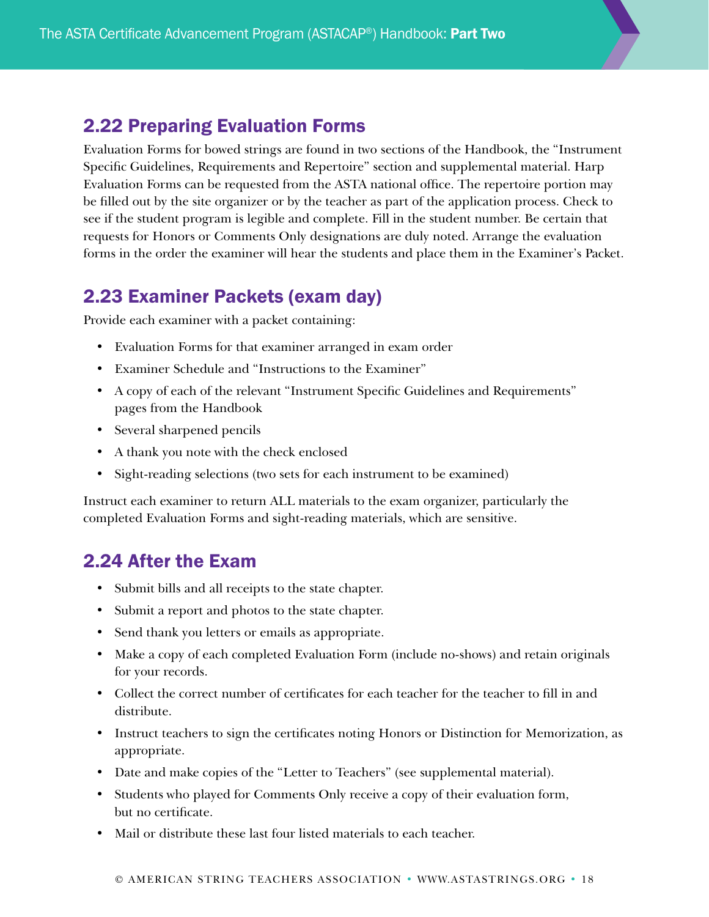## 2.22 Preparing Evaluation Forms

Evaluation Forms for bowed strings are found in two sections of the Handbook, the "Instrument Specific Guidelines, Requirements and Repertoire" section and supplemental material. Harp Evaluation Forms can be requested from the ASTA national office. The repertoire portion may be filled out by the site organizer or by the teacher as part of the application process. Check to see if the student program is legible and complete. Fill in the student number. Be certain that requests for Honors or Comments Only designations are duly noted. Arrange the evaluation forms in the order the examiner will hear the students and place them in the Examiner's Packet.

## 2.23 Examiner Packets (exam day)

Provide each examiner with a packet containing:

- Evaluation Forms for that examiner arranged in exam order
- Examiner Schedule and "Instructions to the Examiner"
- A copy of each of the relevant "Instrument Specific Guidelines and Requirements" pages from the Handbook
- Several sharpened pencils
- A thank you note with the check enclosed
- Sight-reading selections (two sets for each instrument to be examined)

Instruct each examiner to return ALL materials to the exam organizer, particularly the completed Evaluation Forms and sight-reading materials, which are sensitive.

## 2.24 After the Exam

- Submit bills and all receipts to the state chapter.
- Submit a report and photos to the state chapter.
- Send thank you letters or emails as appropriate.
- Make a copy of each completed Evaluation Form (include no-shows) and retain originals for your records.
- Collect the correct number of certificates for each teacher for the teacher to fill in and distribute.
- Instruct teachers to sign the certificates noting Honors or Distinction for Memorization, as appropriate.
- Date and make copies of the "Letter to Teachers" (see supplemental material).
- Students who played for Comments Only receive a copy of their evaluation form, but no certificate.
- Mail or distribute these last four listed materials to each teacher.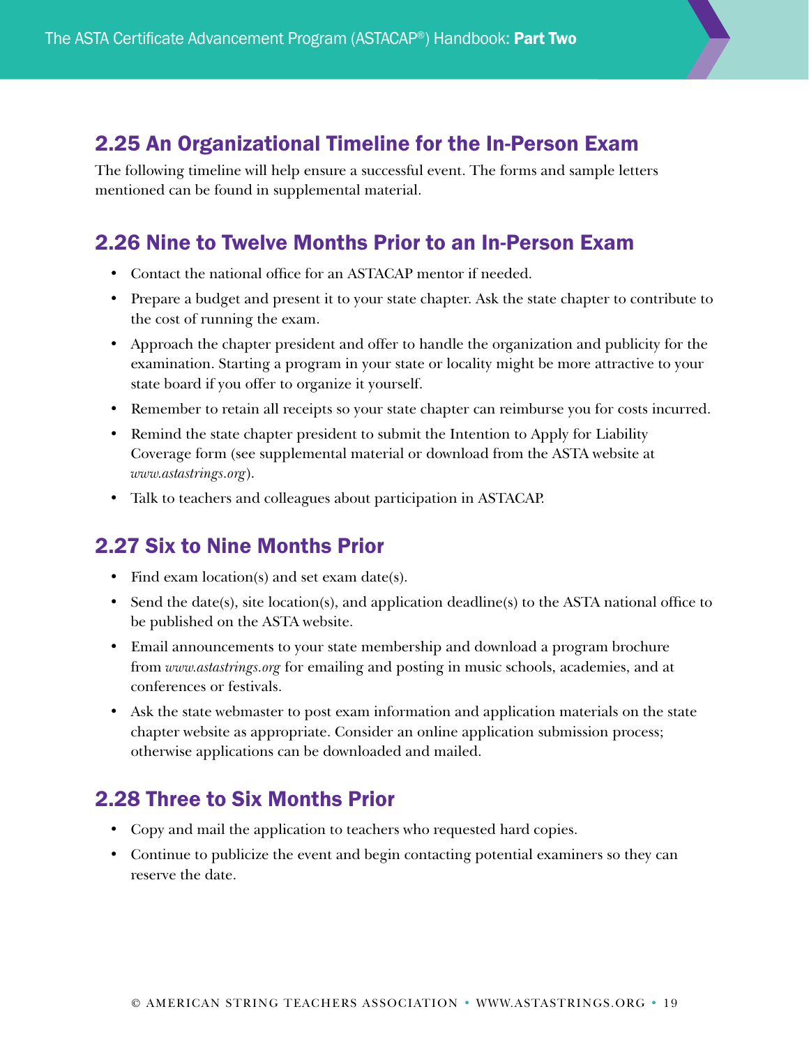## 2.25 An Organizational Timeline for the In-Person Exam

The following timeline will help ensure a successful event. The forms and sample letters mentioned can be found in supplemental material.

## 2.26 Nine to Twelve Months Prior to an In-Person Exam

- Contact the national office for an ASTACAP mentor if needed.
- Prepare a budget and present it to your state chapter. Ask the state chapter to contribute to the cost of running the exam.
- Approach the chapter president and offer to handle the organization and publicity for the examination. Starting a program in your state or locality might be more attractive to your state board if you offer to organize it yourself.
- Remember to retain all receipts so your state chapter can reimburse you for costs incurred.
- Remind the state chapter president to submit the Intention to Apply for Liability Coverage form (see supplemental material or download from the ASTA website at *www.astastrings.org*).
- Talk to teachers and colleagues about participation in ASTACAP.

## 2.27 Six to Nine Months Prior

- Find exam location(s) and set exam date(s).
- Send the date(s), site location(s), and application deadline(s) to the ASTA national office to be published on the ASTA website.
- Email announcements to your state membership and download a program brochure from *www.astastrings.org* for emailing and posting in music schools, academies, and at conferences or festivals.
- Ask the state webmaster to post exam information and application materials on the state chapter website as appropriate. Consider an online application submission process; otherwise applications can be downloaded and mailed.

## 2.28 Three to Six Months Prior

- Copy and mail the application to teachers who requested hard copies.
- Continue to publicize the event and begin contacting potential examiners so they can reserve the date.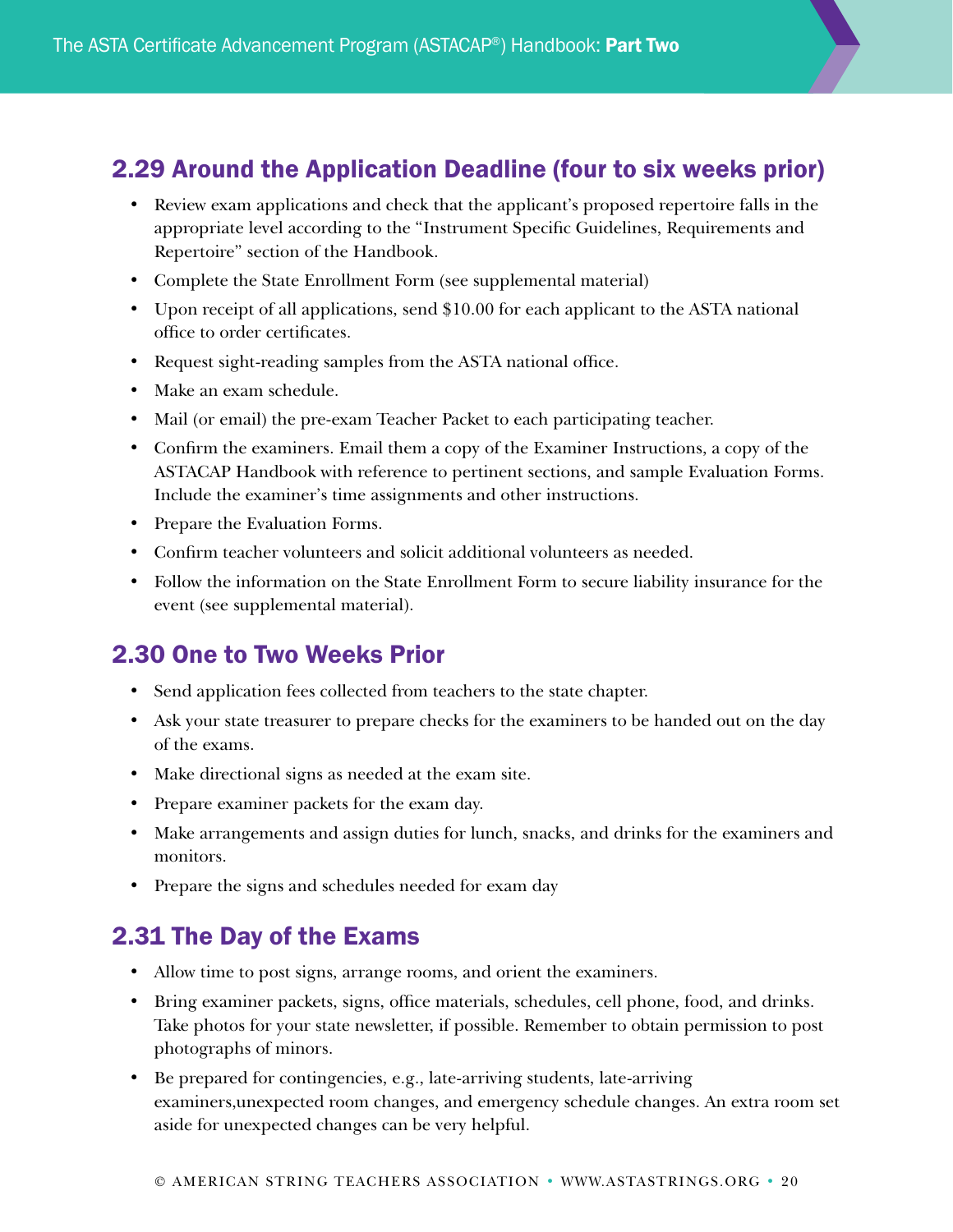## 2.29 Around the Application Deadline (four to six weeks prior)

- Review exam applications and check that the applicant's proposed repertoire falls in the appropriate level according to the "Instrument Specific Guidelines, Requirements and Repertoire" section of the Handbook.
- Complete the State Enrollment Form (see supplemental material)
- Upon receipt of all applications, send $10.00 for each applicant to the ASTA national office to order certificates.
- Request sight-reading samples from the ASTA national office.
- Make an exam schedule.
- Mail (or email) the pre-exam Teacher Packet to each participating teacher.
- Confirm the examiners. Email them a copy of the Examiner Instructions, a copy of the ASTACAP Handbook with reference to pertinent sections, and sample Evaluation Forms. Include the examiner's time assignments and other instructions.
- Prepare the Evaluation Forms.
- Confirm teacher volunteers and solicit additional volunteers as needed.
- Follow the information on the State Enrollment Form to secure liability insurance for the event (see supplemental material).

## 2.30 One to Two Weeks Prior

- Send application fees collected from teachers to the state chapter.
- Ask your state treasurer to prepare checks for the examiners to be handed out on the day of the exams.
- Make directional signs as needed at the exam site.
- Prepare examiner packets for the exam day.
- Make arrangements and assign duties for lunch, snacks, and drinks for the examiners and monitors.
- Prepare the signs and schedules needed for exam day

## 2.31 The Day of the Exams

- Allow time to post signs, arrange rooms, and orient the examiners.
- Bring examiner packets, signs, office materials, schedules, cell phone, food, and drinks. Take photos for your state newsletter, if possible. Remember to obtain permission to post photographs of minors.
- Be prepared for contingencies, e.g., late-arriving students, late-arriving examiners,unexpected room changes, and emergency schedule changes. An extra room set aside for unexpected changes can be very helpful.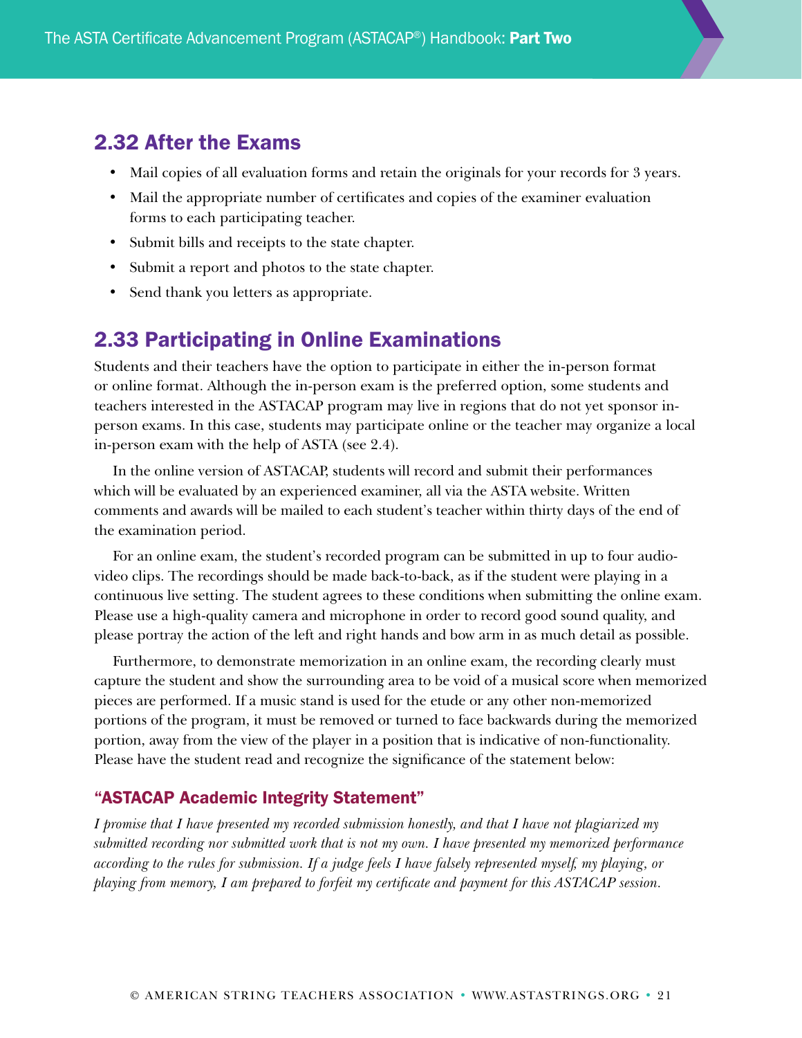## 2.32 After the Exams

- Mail copies of all evaluation forms and retain the originals for your records for 3 years.
- Mail the appropriate number of certificates and copies of the examiner evaluation forms to each participating teacher.
- Submit bills and receipts to the state chapter.
- Submit a report and photos to the state chapter.
- Send thank you letters as appropriate.

## 2.33 Participating in Online Examinations

Students and their teachers have the option to participate in either the in-person format or online format. Although the in-person exam is the preferred option, some students and teachers interested in the ASTACAP program may live in regions that do not yet sponsor in-person exams. In this case, students may participate online or the teacher may organize a local in-person exam with the help of ASTA (see 2.4).

In the online version of ASTACAP, students will record and submit their performances which will be evaluated by an experienced examiner, all via the ASTA website. Written comments and awards will be mailed to each student's teacher within thirty days of the end of the examination period.

For an online exam, the student's recorded program can be submitted in up to four audio-video clips. The recordings should be made back-to-back, as if the student were playing in a continuous live setting. The student agrees to these conditions when submitting the online exam. Please use a high-quality camera and microphone in order to record good sound quality, and please portray the action of the left and right hands and bow arm in as much detail as possible.

Furthermore, to demonstrate memorization in an online exam, the recording clearly must capture the student and show the surrounding area to be void of a musical score when memorized pieces are performed. If a music stand is used for the etude or any other non-memorized portions of the program, it must be removed or turned to face backwards during the memorized portion, away from the view of the player in a position that is indicative of non-functionality. Please have the student read and recognize the significance of the statement below:

### "ASTACAP Academic Integrity Statement"

*I promise that I have presented my recorded submission honestly, and that I have not plagiarized my submitted recording nor submitted work that is not my own. I have presented my memorized performance according to the rules for submission. If a judge feels I have falsely represented myself, my playing, or playing from memory, I am prepared to forfeit my certificate and payment for this ASTACAP session.*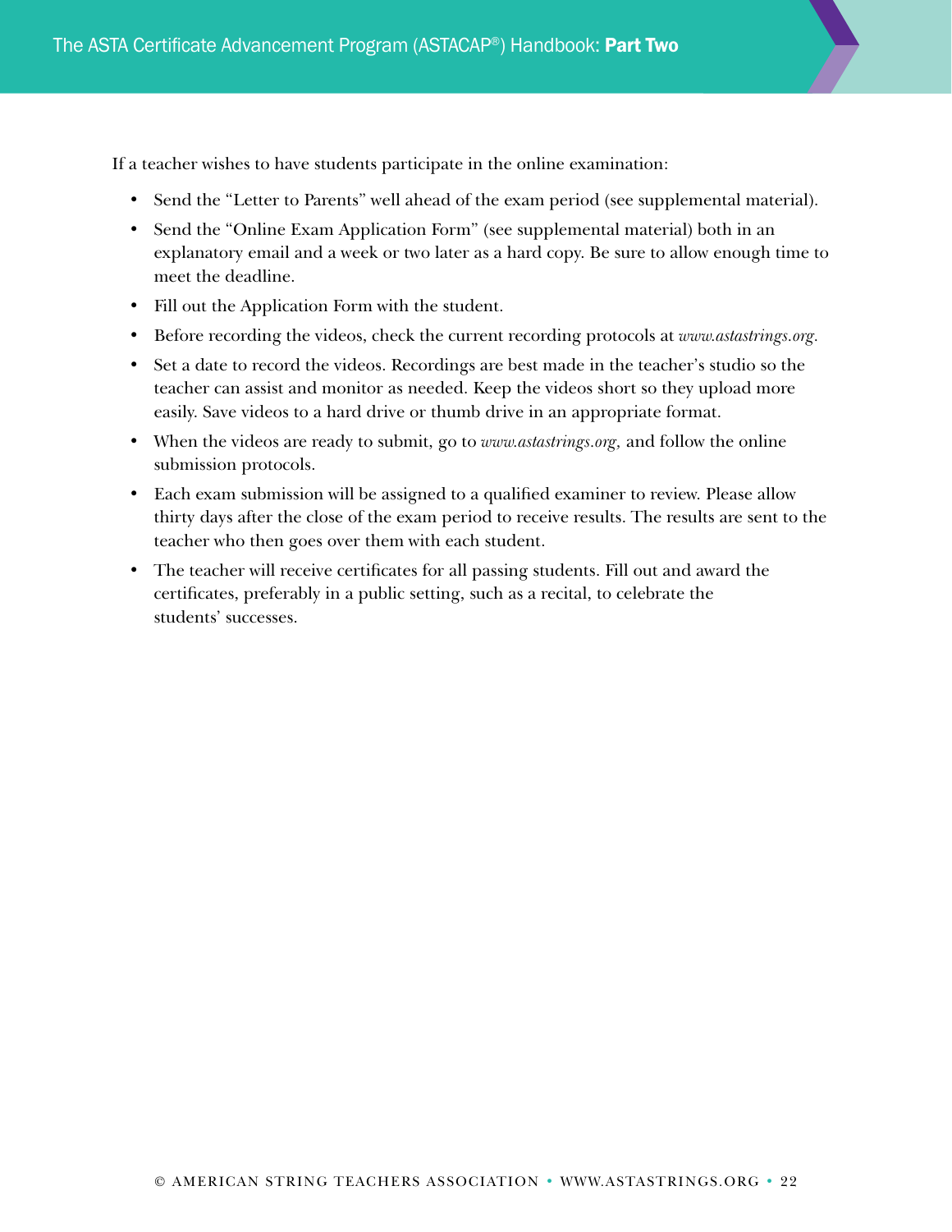If a teacher wishes to have students participate in the online examination:

- Send the "Letter to Parents" well ahead of the exam period (see supplemental material).
- Send the "Online Exam Application Form" (see supplemental material) both in an explanatory email and a week or two later as a hard copy. Be sure to allow enough time to meet the deadline.
- Fill out the Application Form with the student.
- Before recording the videos, check the current recording protocols at *www.astastrings.org*.
- Set a date to record the videos. Recordings are best made in the teacher's studio so the teacher can assist and monitor as needed. Keep the videos short so they upload more easily. Save videos to a hard drive or thumb drive in an appropriate format.
- When the videos are ready to submit, go to *www.astastrings.org*, and follow the online submission protocols.
- Each exam submission will be assigned to a qualified examiner to review. Please allow thirty days after the close of the exam period to receive results. The results are sent to the teacher who then goes over them with each student.
- The teacher will receive certificates for all passing students. Fill out and award the certificates, preferably in a public setting, such as a recital, to celebrate the students' successes.